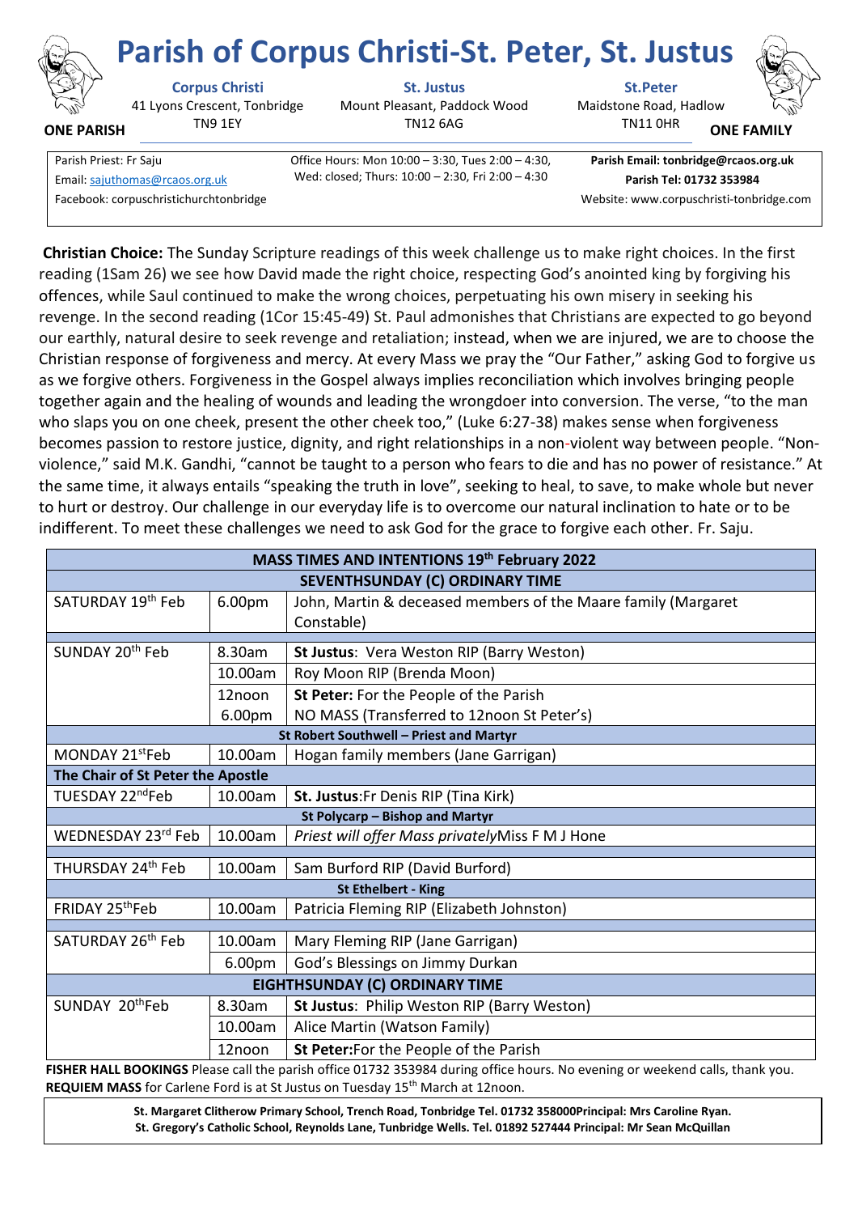# Parish of Corpus Christi-St. Peter, St. Justus

**ONE PARISH** | **ONE FAMILY**

**Corpus Christi**
41 Lyons Crescent, Tonbridge
TN9 1EY

**St. Justus**
Mount Pleasant, Paddock Wood
TN12 6AG

**St.Peter**
Maidstone Road, Hadlow
TN11 0HR

Parish Priest: Fr Saju
Email: sajuthomas@rcaos.org.uk
Facebook: corpuschristichurchtonbridge

Office Hours: Mon 10:00 – 3:30, Tues 2:00 – 4:30, Wed: closed; Thurs: 10:00 – 2:30, Fri 2:00 – 4:30

**Parish Email: tonbridge@rcaos.org.uk**
**Parish Tel: 01732 353984**
Website: www.corpuschristi-tonbridge.com

**Christian Choice:** The Sunday Scripture readings of this week challenge us to make right choices. In the first reading (1Sam 26) we see how David made the right choice, respecting God's anointed king by forgiving his offences, while Saul continued to make the wrong choices, perpetuating his own misery in seeking his revenge. In the second reading (1Cor 15:45-49) St. Paul admonishes that Christians are expected to go beyond our earthly, natural desire to seek revenge and retaliation; instead, when we are injured, we are to choose the Christian response of forgiveness and mercy. At every Mass we pray the "Our Father," asking God to forgive us as we forgive others. Forgiveness in the Gospel always implies reconciliation which involves bringing people together again and the healing of wounds and leading the wrongdoer into conversion. The verse, "to the man who slaps you on one cheek, present the other cheek too," (Luke 6:27-38) makes sense when forgiveness becomes passion to restore justice, dignity, and right relationships in a non-violent way between people. "Non-violence," said M.K. Gandhi, "cannot be taught to a person who fears to die and has no power of resistance." At the same time, it always entails "speaking the truth in love", seeking to heal, to save, to make whole but never to hurt or destroy. Our challenge in our everyday life is to overcome our natural inclination to hate or to be indifferent. To meet these challenges we need to ask God for the grace to forgive each other. Fr. Saju.

| **MASS TIMES AND INTENTIONS 19th February 2022** | | |
|---|---|---|
| **SEVENTHSUNDAY (C) ORDINARY TIME** | | |
| SATURDAY 19th Feb | 6.00pm | John, Martin & deceased members of the Maare family (Margaret Constable) |
| SUNDAY 20th Feb | 8.30am | **St Justus**: Vera Weston RIP (Barry Weston) |
| | 10.00am | Roy Moon RIP (Brenda Moon) |
| | 12noon | **St Peter:** For the People of the Parish |
| | 6.00pm | NO MASS (Transferred to 12noon St Peter's) |
| **St Robert Southwell – Priest and Martyr** | | |
| MONDAY 21stFeb | 10.00am | Hogan family members (Jane Garrigan) |
| **The Chair of St Peter the Apostle** | | |
| TUESDAY 22ndFeb | 10.00am | **St. Justus**:Fr Denis RIP (Tina Kirk) |
| **St Polycarp – Bishop and Martyr** | | |
| WEDNESDAY 23rd Feb | 10.00am | *Priest will offer Mass privately*Miss F M J Hone |
| THURSDAY 24th Feb | 10.00am | Sam Burford RIP (David Burford) |
| **St Ethelbert - King** | | |
| FRIDAY 25thFeb | 10.00am | Patricia Fleming RIP (Elizabeth Johnston) |
| SATURDAY 26th Feb | 10.00am | Mary Fleming RIP (Jane Garrigan) |
| | 6.00pm | God's Blessings on Jimmy Durkan |
| **EIGHTHSUNDAY (C) ORDINARY TIME** | | |
| SUNDAY 20thFeb | 8.30am | **St Justus**: Philip Weston RIP (Barry Weston) |
| | 10.00am | Alice Martin (Watson Family) |
| | 12noon | **St Peter:**For the People of the Parish |

**FISHER HALL BOOKINGS** Please call the parish office 01732 353984 during office hours. No evening or weekend calls, thank you.
**REQUIEM MASS** for Carlene Ford is at St Justus on Tuesday 15th March at 12noon.

**St. Margaret Clitherow Primary School, Trench Road, Tonbridge Tel. 01732 358000Principal: Mrs Caroline Ryan.**
**St. Gregory's Catholic School, Reynolds Lane, Tunbridge Wells. Tel. 01892 527444 Principal: Mr Sean McQuillan**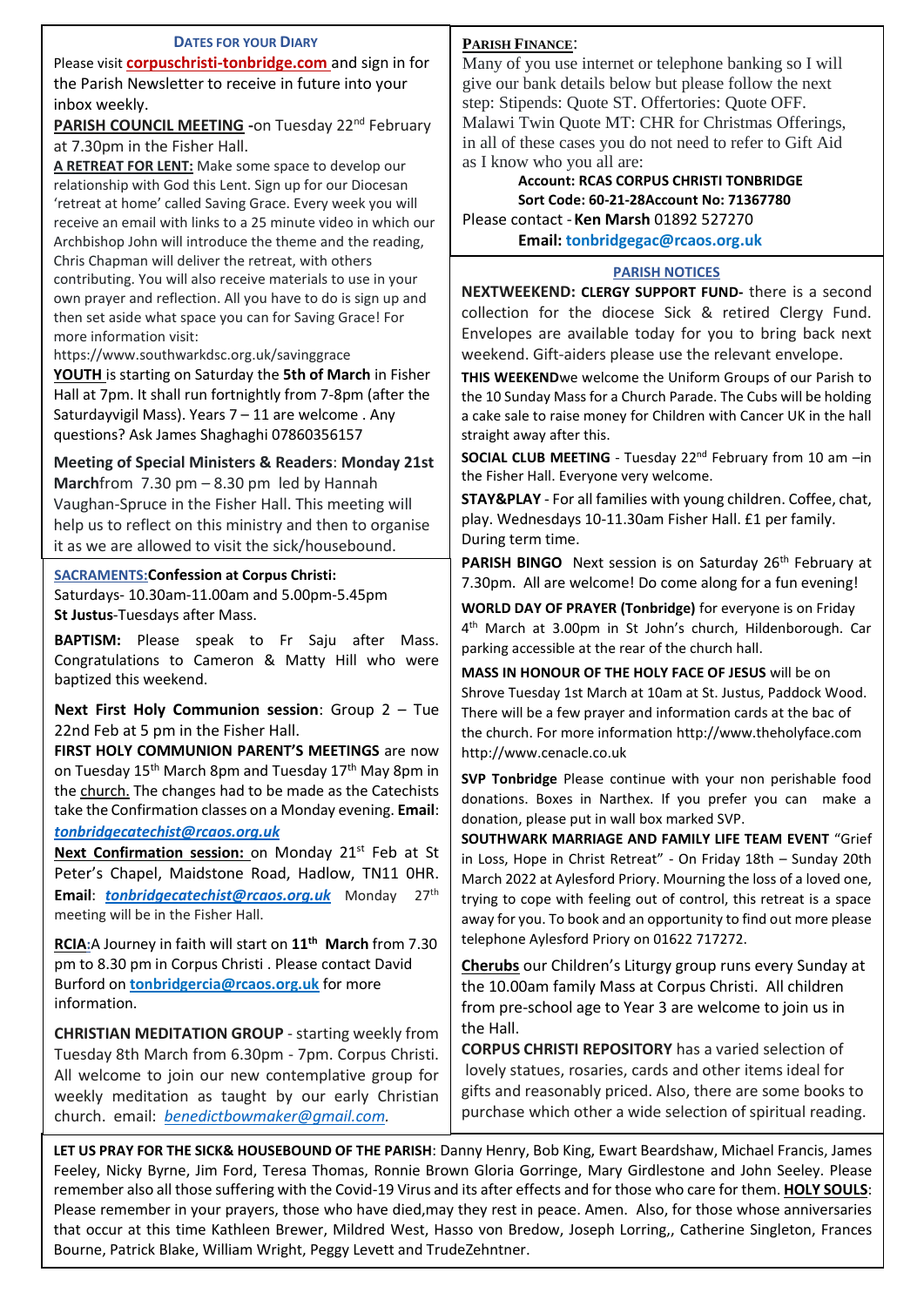## DATES FOR YOUR DIARY

Please visit **corpuschristi-tonbridge.com** and sign in for the Parish Newsletter to receive in future into your inbox weekly.

**PARISH COUNCIL MEETING** -on Tuesday 22nd February at 7.30pm in the Fisher Hall.

**A RETREAT FOR LENT:** Make some space to develop our relationship with God this Lent. Sign up for our Diocesan 'retreat at home' called Saving Grace. Every week you will receive an email with links to a 25 minute video in which our Archbishop John will introduce the theme and the reading, Chris Chapman will deliver the retreat, with others contributing. You will also receive materials to use in your own prayer and reflection. All you have to do is sign up and then set aside what space you can for Saving Grace! For more information visit:
https://www.southwarkdsc.org.uk/savinggrace

**YOUTH** is starting on Saturday the **5th of March** in Fisher Hall at 7pm. It shall run fortnightly from 7-8pm (after the Saturdayvigil Mass). Years 7 – 11 are welcome . Any questions? Ask James Shaghaghi 07860356157

**Meeting of Special Ministers & Readers**: **Monday 21st March**from 7.30 pm – 8.30 pm led by Hannah Vaughan-Spruce in the Fisher Hall. This meeting will help us to reflect on this ministry and then to organise it as we are allowed to visit the sick/housebound.

**SACRAMENTS:** **Confession at Corpus Christi:**
Saturdays- 10.30am-11.00am and 5.00pm-5.45pm
**St Justus**-Tuesdays after Mass.

**BAPTISM:** Please speak to Fr Saju after Mass. Congratulations to Cameron & Matty Hill who were baptized this weekend.

**Next First Holy Communion session**: Group 2 – Tue 22nd Feb at 5 pm in the Fisher Hall.

**FIRST HOLY COMMUNION PARENT'S MEETINGS** are now on Tuesday 15th March 8pm and Tuesday 17th May 8pm in the church. The changes had to be made as the Catechists take the Confirmation classes on a Monday evening. **Email**: ***tonbridgecatechist@rcaos.org.uk***

**Next Confirmation session:** on Monday 21st Feb at St Peter's Chapel, Maidstone Road, Hadlow, TN11 0HR. **Email**: ***tonbridgecatechist@rcaos.org.uk*** Monday 27th meeting will be in the Fisher Hall.

**RCIA**:A Journey in faith will start on **11th March** from 7.30 pm to 8.30 pm in Corpus Christi . Please contact David Burford on **tonbridgercia@rcaos.org.uk** for more information.

**CHRISTIAN MEDITATION GROUP** - starting weekly from Tuesday 8th March from 6.30pm - 7pm. Corpus Christi. All welcome to join our new contemplative group for weekly meditation as taught by our early Christian church. email: *benedictbowmaker@gmail.com*.

## PARISH FINANCE:

Many of you use internet or telephone banking so I will give our bank details below but please follow the next step: Stipends: Quote ST. Offertories: Quote OFF. Malawi Twin Quote MT: CHR for Christmas Offerings, in all of these cases you do not need to refer to Gift Aid as I know who you all are:

**Account: RCAS CORPUS CHRISTI TONBRIDGE**
**Sort Code: 60-21-28Account No: 71367780**
Please contact -**Ken Marsh** 01892 527270
**Email: tonbridgegac@rcaos.org.uk**

## PARISH NOTICES

**NEXTWEEKEND: CLERGY SUPPORT FUND-** there is a second collection for the diocese Sick & retired Clergy Fund. Envelopes are available today for you to bring back next weekend. Gift-aiders please use the relevant envelope.

**THIS WEEKEND**we welcome the Uniform Groups of our Parish to the 10 Sunday Mass for a Church Parade. The Cubs will be holding a cake sale to raise money for Children with Cancer UK in the hall straight away after this.

**SOCIAL CLUB MEETING** - Tuesday 22nd February from 10 am –in the Fisher Hall. Everyone very welcome.

**STAY&PLAY** - For all families with young children. Coffee, chat, play. Wednesdays 10-11.30am Fisher Hall. £1 per family. During term time.

**PARISH BINGO** Next session is on Saturday 26th February at 7.30pm. All are welcome! Do come along for a fun evening!

**WORLD DAY OF PRAYER (Tonbridge)** for everyone is on Friday 4th March at 3.00pm in St John's church, Hildenborough. Car parking accessible at the rear of the church hall.

**MASS IN HONOUR OF THE HOLY FACE OF JESUS** will be on Shrove Tuesday 1st March at 10am at St. Justus, Paddock Wood. There will be a few prayer and information cards at the bac of the church. For more information http://www.theholyface.com http://www.cenacle.co.uk

**SVP Tonbridge** Please continue with your non perishable food donations. Boxes in Narthex. If you prefer you can make a donation, please put in wall box marked SVP.

**SOUTHWARK MARRIAGE AND FAMILY LIFE TEAM EVENT** "Grief in Loss, Hope in Christ Retreat" - On Friday 18th – Sunday 20th March 2022 at Aylesford Priory. Mourning the loss of a loved one, trying to cope with feeling out of control, this retreat is a space away for you. To book and an opportunity to find out more please telephone Aylesford Priory on 01622 717272.

**Cherubs** our Children's Liturgy group runs every Sunday at the 10.00am family Mass at Corpus Christi. All children from pre-school age to Year 3 are welcome to join us in the Hall.

**CORPUS CHRISTI REPOSITORY** has a varied selection of lovely statues, rosaries, cards and other items ideal for gifts and reasonably priced. Also, there are some books to purchase which other a wide selection of spiritual reading.

**LET US PRAY FOR THE SICK& HOUSEBOUND OF THE PARISH**: Danny Henry, Bob King, Ewart Beardshaw, Michael Francis, James Feeley, Nicky Byrne, Jim Ford, Teresa Thomas, Ronnie Brown Gloria Gorringe, Mary Girdlestone and John Seeley. Please remember also all those suffering with the Covid-19 Virus and its after effects and for those who care for them. **HOLY SOULS**: Please remember in your prayers, those who have died,may they rest in peace. Amen. Also, for those whose anniversaries that occur at this time Kathleen Brewer, Mildred West, Hasso von Bredow, Joseph Lorring,, Catherine Singleton, Frances Bourne, Patrick Blake, William Wright, Peggy Levett and TrudeZehntner.